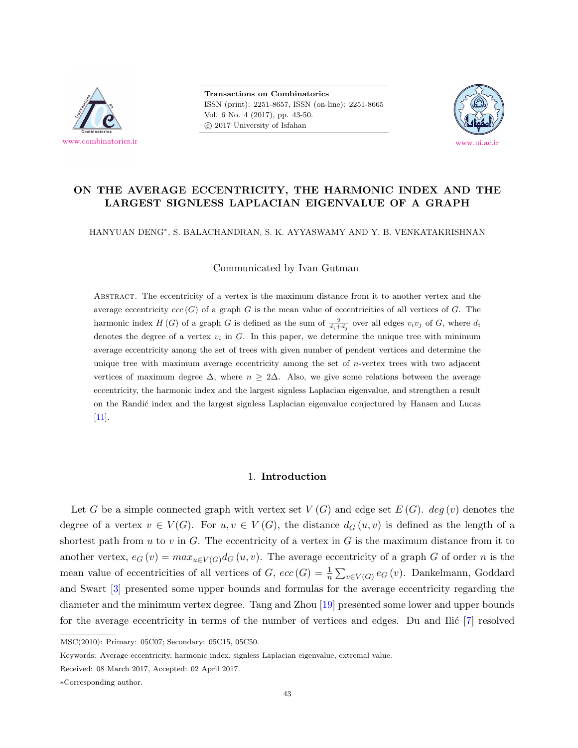# ON THE AVERAGE ECCENTRICITY, THE HARMONIC INDEX AND THE LARGEST SIGNLESS LAPLACIAN EIGENVALUE OF A GRAPH

HANYUAN DENG*, S. BALACHANDRAN, S. K. AYYASWAMY AND Y. B. VENKATAKRISHNAN

Communicated by Ivan Gutman

Abstract. The eccentricity of a vertex is the maximum distance from it to another vertex and the average eccentricity $ecc(G)$ of a graph $G$ is the mean value of eccentricities of all vertices of $G$. The harmonic index $H(G)$ of a graph $G$ is defined as the sum of $\frac{2}{d_i+d_j}$ over all edges $v_iv_j$ of $G$, where $d_i$ denotes the degree of a vertex $v_i$ in $G$. In this paper, we determine the unique tree with minimum average eccentricity among the set of trees with given number of pendent vertices and determine the unique tree with maximum average eccentricity among the set of $n$-vertex trees with two adjacent vertices of maximum degree $\Delta$, where $n \geq 2\Delta$. Also, we give some relations between the average eccentricity, the harmonic index and the largest signless Laplacian eigenvalue, and strengthen a result on the Randić index and the largest signless Laplacian eigenvalue conjectured by Hansen and Lucas [11].

## 1. Introduction

Let $G$ be a simple connected graph with vertex set $V(G)$ and edge set $E(G)$. $deg(v)$ denotes the degree of a vertex $v \in V(G)$. For $u, v \in V(G)$, the distance $d_G(u,v)$ is defined as the length of a shortest path from $u$ to $v$ in $G$. The eccentricity of a vertex in $G$ is the maximum distance from it to another vertex, $e_G(v) = max_{u \in V(G)} d_G(u,v)$. The average eccentricity of a graph $G$ of order $n$ is the mean value of eccentricities of all vertices of $G$, $ecc(G) = \frac{1}{n}\sum_{v \in V(G)} e_G(v)$. Dankelmann, Goddard and Swart [3] presented some upper bounds and formulas for the average eccentricity regarding the diameter and the minimum vertex degree. Tang and Zhou [19] presented some lower and upper bounds for the average eccentricity in terms of the number of vertices and edges. Du and Ilić [7] resolved

MSC(2010): Primary: 05C07; Secondary: 05C15, 05C50.

Keywords: Average eccentricity, harmonic index, signless Laplacian eigenvalue, extremal value.

Received: 08 March 2017, Accepted: 02 April 2017.

*Corresponding author.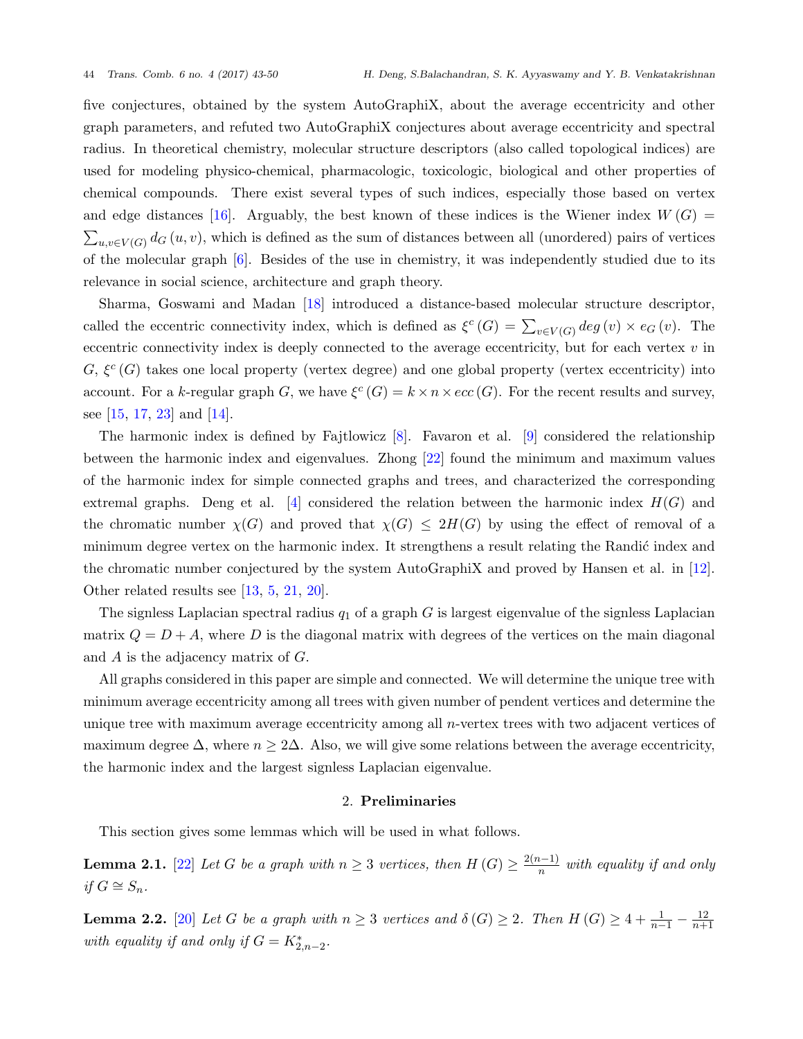five conjectures, obtained by the system AutoGraphiX, about the average eccentricity and other graph parameters, and refuted two AutoGraphiX conjectures about average eccentricity and spectral radius. In theoretical chemistry, molecular structure descriptors (also called topological indices) are used for modeling physico-chemical, pharmacologic, toxicologic, biological and other properties of chemical compounds. There exist several types of such indices, especially those based on vertex and edge distances [16]. Arguably, the best known of these indices is the Wiener index $W(G) = \sum_{u,v \in V(G)} d_G(u,v)$, which is defined as the sum of distances between all (unordered) pairs of vertices of the molecular graph [6]. Besides of the use in chemistry, it was independently studied due to its relevance in social science, architecture and graph theory.

Sharma, Goswami and Madan [18] introduced a distance-based molecular structure descriptor, called the eccentric connectivity index, which is defined as $\xi^c(G) = \sum_{v \in V(G)} deg(v) \times e_G(v)$. The eccentric connectivity index is deeply connected to the average eccentricity, but for each vertex $v$ in $G$, $\xi^c(G)$ takes one local property (vertex degree) and one global property (vertex eccentricity) into account. For a $k$-regular graph $G$, we have $\xi^c(G) = k \times n \times ecc(G)$. For the recent results and survey, see [15, 17, 23] and [14].

The harmonic index is defined by Fajtlowicz [8]. Favaron et al. [9] considered the relationship between the harmonic index and eigenvalues. Zhong [22] found the minimum and maximum values of the harmonic index for simple connected graphs and trees, and characterized the corresponding extremal graphs. Deng et al. [4] considered the relation between the harmonic index $H(G)$ and the chromatic number $\chi(G)$ and proved that $\chi(G) \leq 2H(G)$ by using the effect of removal of a minimum degree vertex on the harmonic index. It strengthens a result relating the Randić index and the chromatic number conjectured by the system AutoGraphiX and proved by Hansen et al. in [12]. Other related results see [13, 5, 21, 20].

The signless Laplacian spectral radius $q_1$ of a graph $G$ is largest eigenvalue of the signless Laplacian matrix $Q = D + A$, where $D$ is the diagonal matrix with degrees of the vertices on the main diagonal and $A$ is the adjacency matrix of $G$.

All graphs considered in this paper are simple and connected. We will determine the unique tree with minimum average eccentricity among all trees with given number of pendent vertices and determine the unique tree with maximum average eccentricity among all $n$-vertex trees with two adjacent vertices of maximum degree $\Delta$, where $n \geq 2\Delta$. Also, we will give some relations between the average eccentricity, the harmonic index and the largest signless Laplacian eigenvalue.

## 2. Preliminaries

This section gives some lemmas which will be used in what follows.

**Lemma 2.1.** [22] *Let $G$ be a graph with $n \geq 3$ vertices, then $H(G) \geq \frac{2(n-1)}{n}$ with equality if and only if $G \cong S_n$.*

**Lemma 2.2.** [20] *Let $G$ be a graph with $n \geq 3$ vertices and $\delta(G) \geq 2$. Then $H(G) \geq 4 + \frac{1}{n-1} - \frac{12}{n+1}$ with equality if and only if $G = K^*_{2,n-2}$.*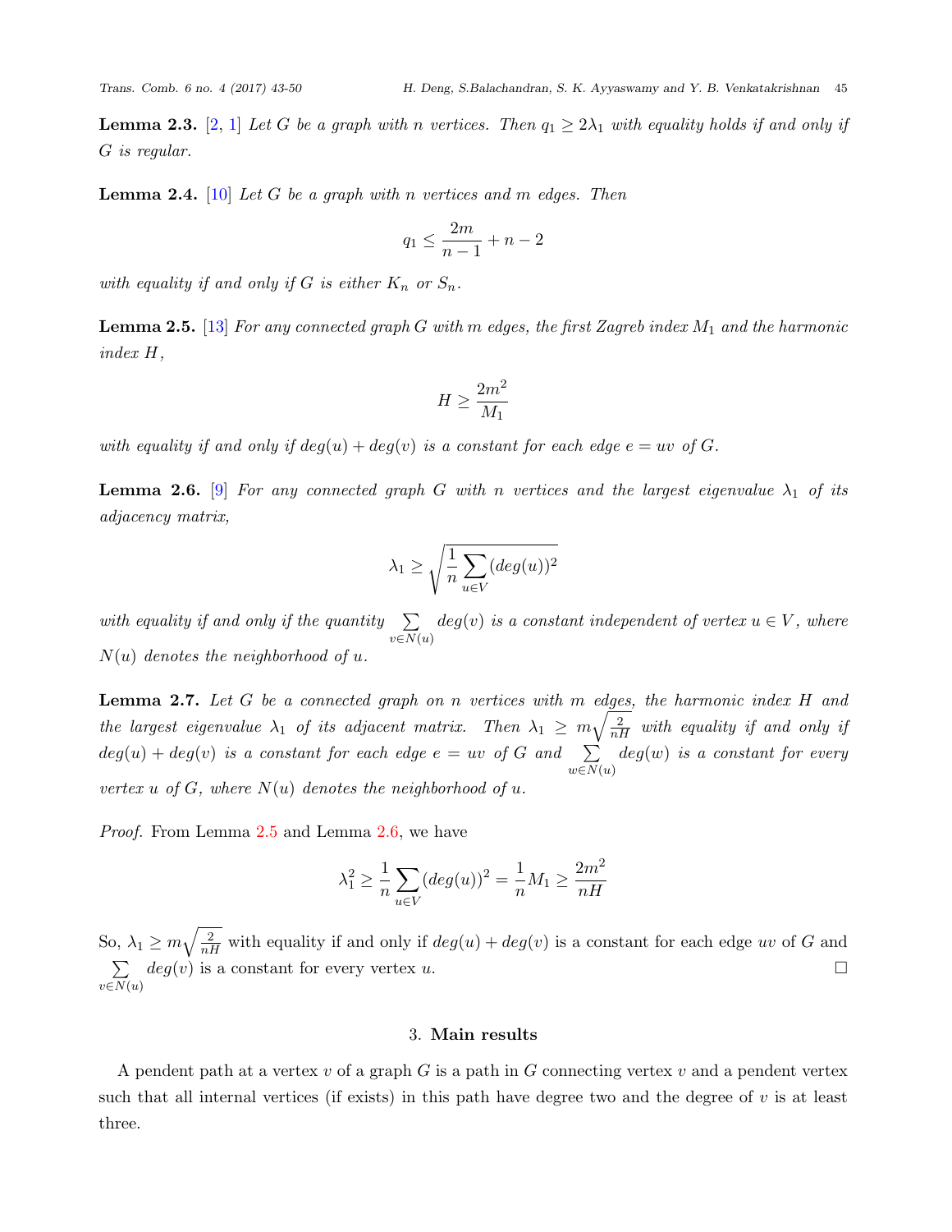**Lemma 2.3.** [2, 1] *Let $G$ be a graph with $n$ vertices. Then $q_1 \geq 2\lambda_1$ with equality holds if and only if $G$ is regular.*

**Lemma 2.4.** [10] *Let $G$ be a graph with $n$ vertices and $m$ edges. Then*

$$q_1 \leq \frac{2m}{n-1} + n - 2$$

*with equality if and only if $G$ is either $K_n$ or $S_n$.*

**Lemma 2.5.** [13] *For any connected graph $G$ with $m$ edges, the first Zagreb index $M_1$ and the harmonic index $H$,*

$$H \geq \frac{2m^2}{M_1}$$

*with equality if and only if $deg(u) + deg(v)$ is a constant for each edge $e = uv$ of $G$.*

**Lemma 2.6.** [9] *For any connected graph $G$ with $n$ vertices and the largest eigenvalue $\lambda_1$ of its adjacency matrix,*

$$\lambda_1 \geq \sqrt{\frac{1}{n}\sum_{u \in V}(deg(u))^2}$$

*with equality if and only if the quantity $\sum_{v \in N(u)} deg(v)$ is a constant independent of vertex $u \in V$, where $N(u)$ denotes the neighborhood of $u$.*

**Lemma 2.7.** *Let $G$ be a connected graph on $n$ vertices with $m$ edges, the harmonic index $H$ and the largest eigenvalue $\lambda_1$ of its adjacent matrix. Then $\lambda_1 \geq m\sqrt{\frac{2}{nH}}$ with equality if and only if $deg(u) + deg(v)$ is a constant for each edge $e = uv$ of $G$ and $\sum_{w \in N(u)} deg(w)$ is a constant for every vertex $u$ of $G$, where $N(u)$ denotes the neighborhood of $u$.*

*Proof.* From Lemma 2.5 and Lemma 2.6, we have

$$\lambda_1^2 \geq \frac{1}{n}\sum_{u \in V}(deg(u))^2 = \frac{1}{n}M_1 \geq \frac{2m^2}{nH}$$

So, $\lambda_1 \geq m\sqrt{\frac{2}{nH}}$ with equality if and only if $deg(u) + deg(v)$ is a constant for each edge $uv$ of $G$ and $\sum_{v \in N(u)} deg(v)$ is a constant for every vertex $u$. □

## 3. Main results

A pendent path at a vertex $v$ of a graph $G$ is a path in $G$ connecting vertex $v$ and a pendent vertex such that all internal vertices (if exists) in this path have degree two and the degree of $v$ is at least three.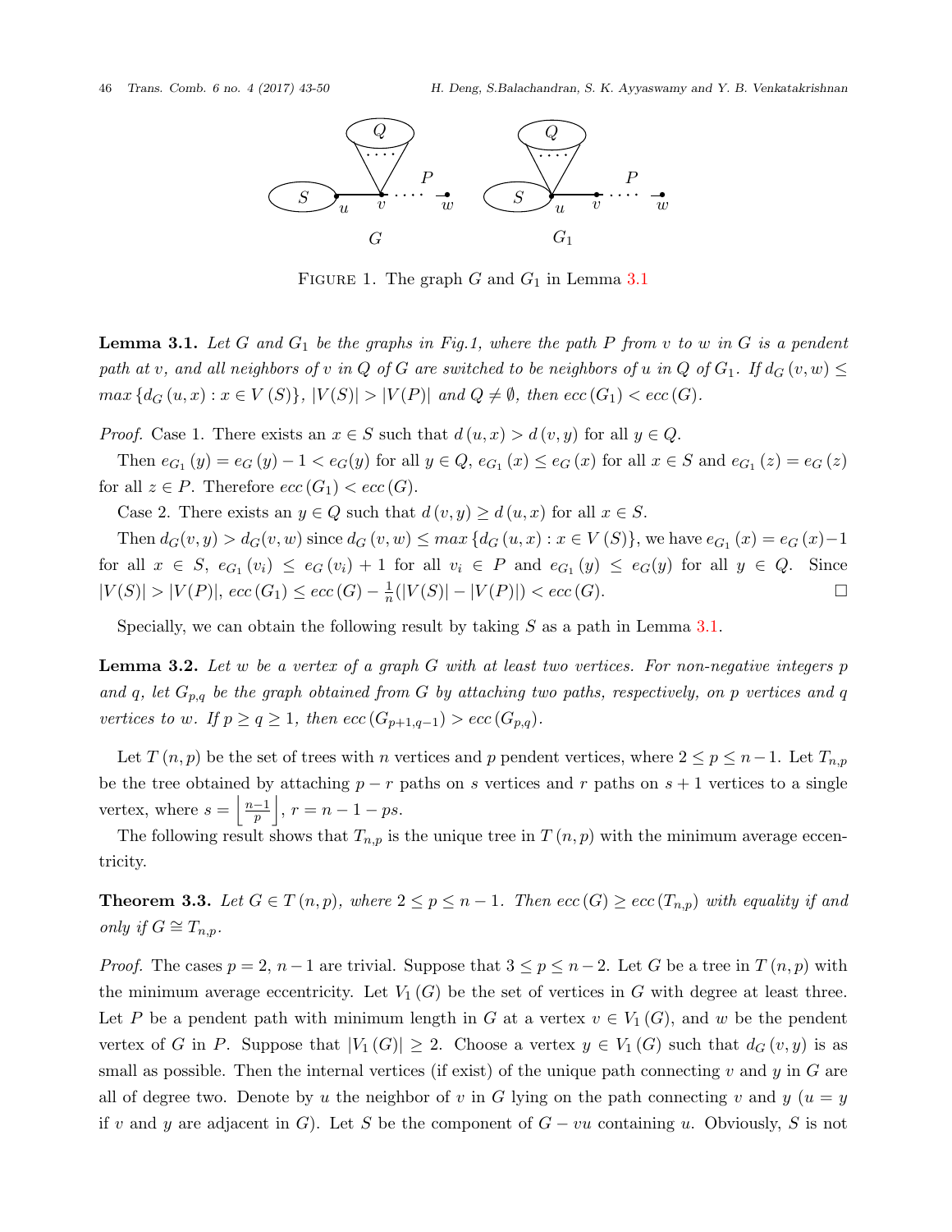FIGURE 1. The graph $G$ and $G_1$ in Lemma 3.1

**Lemma 3.1.** *Let $G$ and $G_1$ be the graphs in Fig.1, where the path $P$ from $v$ to $w$ in $G$ is a pendent path at $v$, and all neighbors of $v$ in $Q$ of $G$ are switched to be neighbors of $u$ in $Q$ of $G_1$. If $d_G(v,w) \leq max\{d_G(u,x) : x \in V(S)\}$, $|V(S)| > |V(P)|$ and $Q \neq \emptyset$, then $ecc(G_1) < ecc(G)$.*

*Proof.* Case 1. There exists an $x \in S$ such that $d(u,x) > d(v,y)$ for all $y \in Q$.

Then $e_{G_1}(y) = e_G(y) - 1 < e_G(y)$ for all $y \in Q$, $e_{G_1}(x) \leq e_G(x)$ for all $x \in S$ and $e_{G_1}(z) = e_G(z)$ for all $z \in P$. Therefore $ecc(G_1) < ecc(G)$.

Case 2. There exists an $y \in Q$ such that $d(v,y) \geq d(u,x)$ for all $x \in S$.

Then $d_G(v,y) > d_G(v,w)$ since $d_G(v,w) \leq max\{d_G(u,x) : x \in V(S)\}$, we have $e_{G_1}(x) = e_G(x) - 1$ for all $x \in S$, $e_{G_1}(v_i) \leq e_G(v_i) + 1$ for all $v_i \in P$ and $e_{G_1}(y) \leq e_G(y)$ for all $y \in Q$. Since $|V(S)| > |V(P)|$, $ecc(G_1) \leq ecc(G) - \frac{1}{n}(|V(S)| - |V(P)|) < ecc(G)$. □

Specially, we can obtain the following result by taking $S$ as a path in Lemma 3.1.

**Lemma 3.2.** *Let $w$ be a vertex of a graph $G$ with at least two vertices. For non-negative integers $p$ and $q$, let $G_{p,q}$ be the graph obtained from $G$ by attaching two paths, respectively, on $p$ vertices and $q$ vertices to $w$. If $p \geq q \geq 1$, then $ecc(G_{p+1,q-1}) > ecc(G_{p,q})$.*

Let $T(n,p)$ be the set of trees with $n$ vertices and $p$ pendent vertices, where $2 \leq p \leq n-1$. Let $T_{n,p}$ be the tree obtained by attaching $p-r$ paths on $s$ vertices and $r$ paths on $s+1$ vertices to a single vertex, where $s = \left\lfloor \frac{n-1}{p} \right\rfloor$, $r = n - 1 - ps$.

The following result shows that $T_{n,p}$ is the unique tree in $T(n,p)$ with the minimum average eccentricity.

**Theorem 3.3.** *Let $G \in T(n,p)$, where $2 \leq p \leq n-1$. Then $ecc(G) \geq ecc(T_{n,p})$ with equality if and only if $G \cong T_{n,p}$.*

*Proof.* The cases $p = 2$, $n-1$ are trivial. Suppose that $3 \leq p \leq n-2$. Let $G$ be a tree in $T(n,p)$ with the minimum average eccentricity. Let $V_1(G)$ be the set of vertices in $G$ with degree at least three. Let $P$ be a pendent path with minimum length in $G$ at a vertex $v \in V_1(G)$, and $w$ be the pendent vertex of $G$ in $P$. Suppose that $|V_1(G)| \geq 2$. Choose a vertex $y \in V_1(G)$ such that $d_G(v,y)$ is as small as possible. Then the internal vertices (if exist) of the unique path connecting $v$ and $y$ in $G$ are all of degree two. Denote by $u$ the neighbor of $v$ in $G$ lying on the path connecting $v$ and $y$ ($u = y$ if $v$ and $y$ are adjacent in $G$). Let $S$ be the component of $G - vu$ containing $u$. Obviously, $S$ is not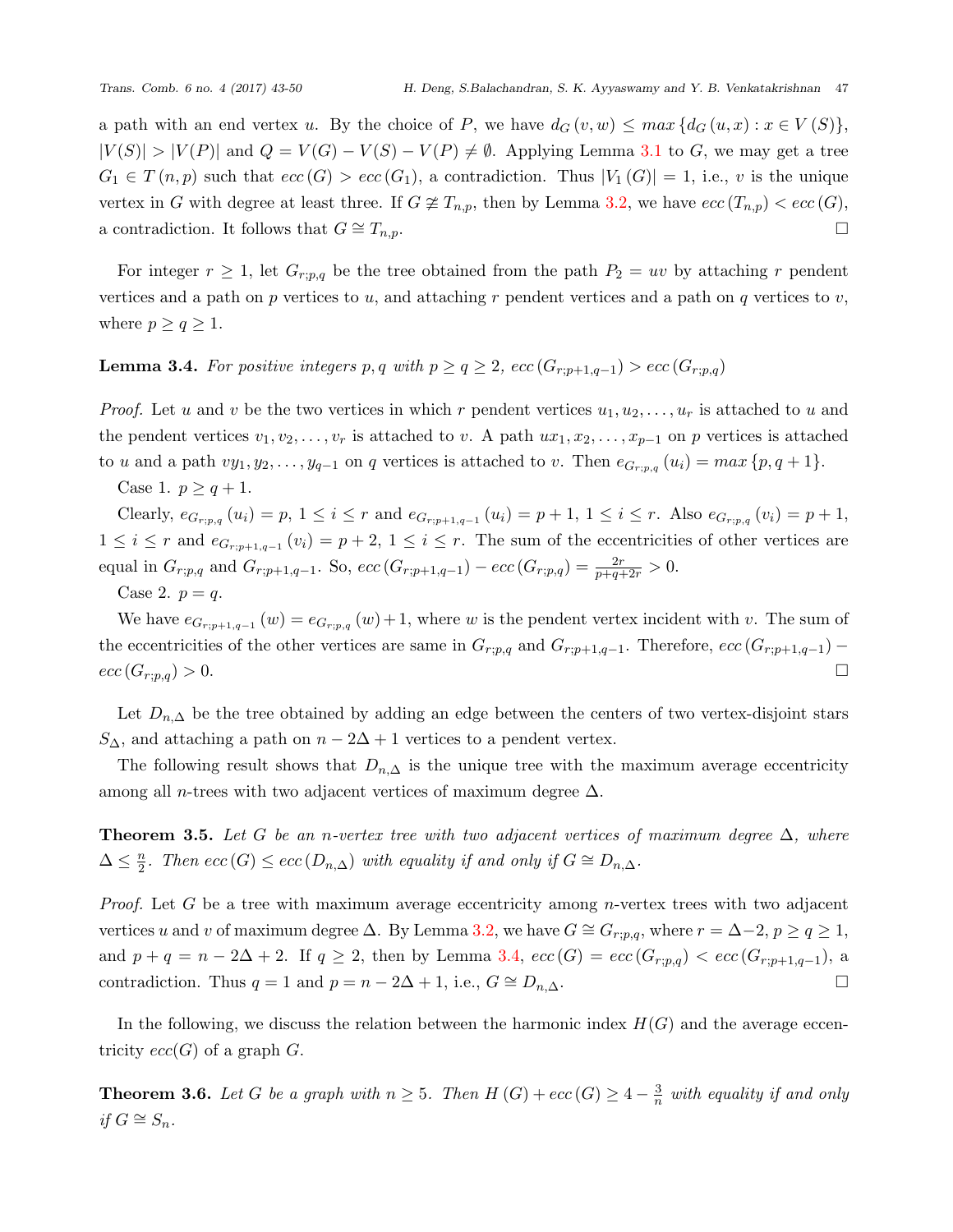a path with an end vertex $u$. By the choice of $P$, we have $d_G(v,w) \leq max\{d_G(u,x) : x \in V(S)\}$, $|V(S)| > |V(P)|$ and $Q = V(G) - V(S) - V(P) \neq \emptyset$. Applying Lemma 3.1 to $G$, we may get a tree $G_1 \in T(n,p)$ such that $ecc(G) > ecc(G_1)$, a contradiction. Thus $|V_1(G)| = 1$, i.e., $v$ is the unique vertex in $G$ with degree at least three. If $G \ncong T_{n,p}$, then by Lemma 3.2, we have $ecc(T_{n,p}) < ecc(G)$, a contradiction. It follows that $G \cong T_{n,p}$. □

For integer $r \geq 1$, let $G_{r;p,q}$ be the tree obtained from the path $P_2 = uv$ by attaching $r$ pendent vertices and a path on $p$ vertices to $u$, and attaching $r$ pendent vertices and a path on $q$ vertices to $v$, where $p \geq q \geq 1$.

**Lemma 3.4.** *For positive integers $p, q$ with $p \geq q \geq 2$, $ecc(G_{r;p+1,q-1}) > ecc(G_{r;p,q})$*

*Proof.* Let $u$ and $v$ be the two vertices in which $r$ pendent vertices $u_1, u_2, \ldots, u_r$ is attached to $u$ and the pendent vertices $v_1, v_2, \ldots, v_r$ is attached to $v$. A path $ux_1, x_2, \ldots, x_{p-1}$ on $p$ vertices is attached to $u$ and a path $vy_1, y_2, \ldots, y_{q-1}$ on $q$ vertices is attached to $v$. Then $e_{G_{r;p,q}}(u_i) = max\{p, q+1\}$.

Case 1. $p \geq q+1$.

Clearly, $e_{G_{r;p,q}}(u_i) = p$, $1 \leq i \leq r$ and $e_{G_{r;p+1,q-1}}(u_i) = p+1$, $1 \leq i \leq r$. Also $e_{G_{r;p,q}}(v_i) = p+1$, $1 \leq i \leq r$ and $e_{G_{r;p+1,q-1}}(v_i) = p+2$, $1 \leq i \leq r$. The sum of the eccentricities of other vertices are equal in $G_{r;p,q}$ and $G_{r;p+1,q-1}$. So, $ecc(G_{r;p+1,q-1}) - ecc(G_{r;p,q}) = \frac{2r}{p+q+2r} > 0$.

Case 2. $p = q$.

We have $e_{G_{r;p+1,q-1}}(w) = e_{G_{r;p,q}}(w) + 1$, where $w$ is the pendent vertex incident with $v$. The sum of the eccentricities of the other vertices are same in $G_{r;p,q}$ and $G_{r;p+1,q-1}$. Therefore, $ecc(G_{r;p+1,q-1}) - ecc(G_{r;p,q}) > 0$. □

Let $D_{n,\Delta}$ be the tree obtained by adding an edge between the centers of two vertex-disjoint stars $S_\Delta$, and attaching a path on $n - 2\Delta + 1$ vertices to a pendent vertex.

The following result shows that $D_{n,\Delta}$ is the unique tree with the maximum average eccentricity among all $n$-trees with two adjacent vertices of maximum degree $\Delta$.

**Theorem 3.5.** *Let $G$ be an $n$-vertex tree with two adjacent vertices of maximum degree $\Delta$, where $\Delta \leq \frac{n}{2}$. Then $ecc(G) \leq ecc(D_{n,\Delta})$ with equality if and only if $G \cong D_{n,\Delta}$.*

*Proof.* Let $G$ be a tree with maximum average eccentricity among $n$-vertex trees with two adjacent vertices $u$ and $v$ of maximum degree $\Delta$. By Lemma 3.2, we have $G \cong G_{r;p,q}$, where $r = \Delta - 2$, $p \geq q \geq 1$, and $p + q = n - 2\Delta + 2$. If $q \geq 2$, then by Lemma 3.4, $ecc(G) = ecc(G_{r;p,q}) < ecc(G_{r;p+1,q-1})$, a contradiction. Thus $q = 1$ and $p = n - 2\Delta + 1$, i.e., $G \cong D_{n,\Delta}$. □

In the following, we discuss the relation between the harmonic index $H(G)$ and the average eccentricity $ecc(G)$ of a graph $G$.

**Theorem 3.6.** *Let $G$ be a graph with $n \geq 5$. Then $H(G) + ecc(G) \geq 4 - \frac{3}{n}$ with equality if and only if $G \cong S_n$.*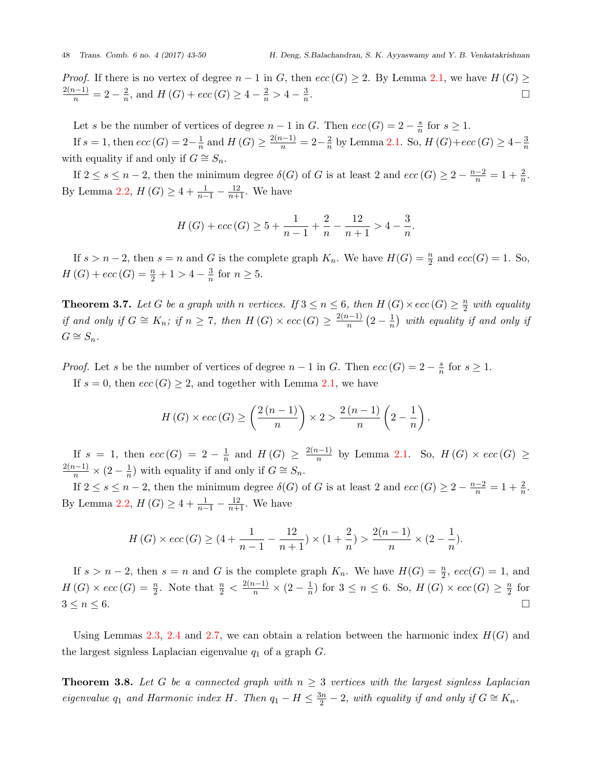*Proof.* If there is no vertex of degree $n-1$ in $G$, then $ecc(G) \geq 2$. By Lemma 2.1, we have $H(G) \geq \frac{2(n-1)}{n} = 2 - \frac{2}{n}$, and $H(G) + ecc(G) \geq 4 - \frac{2}{n} > 4 - \frac{3}{n}$. □

Let $s$ be the number of vertices of degree $n-1$ in $G$. Then $ecc(G) = 2 - \frac{s}{n}$ for $s \geq 1$.

If $s = 1$, then $ecc(G) = 2 - \frac{1}{n}$ and $H(G) \geq \frac{2(n-1)}{n} = 2 - \frac{2}{n}$ by Lemma 2.1. So, $H(G) + ecc(G) \geq 4 - \frac{3}{n}$ with equality if and only if $G \cong S_n$.

If $2 \leq s \leq n-2$, then the minimum degree $\delta(G)$ of $G$ is at least 2 and $ecc(G) \geq 2 - \frac{n-2}{n} = 1 + \frac{2}{n}$. By Lemma 2.2, $H(G) \geq 4 + \frac{1}{n-1} - \frac{12}{n+1}$. We have

$$H(G) + ecc(G) \geq 5 + \frac{1}{n-1} + \frac{2}{n} - \frac{12}{n+1} > 4 - \frac{3}{n}.$$

If $s > n-2$, then $s = n$ and $G$ is the complete graph $K_n$. We have $H(G) = \frac{n}{2}$ and $ecc(G) = 1$. So, $H(G) + ecc(G) = \frac{n}{2} + 1 > 4 - \frac{3}{n}$ for $n \geq 5$.

**Theorem 3.7.** *Let $G$ be a graph with $n$ vertices. If $3 \leq n \leq 6$, then $H(G) \times ecc(G) \geq \frac{n}{2}$ with equality if and only if $G \cong K_n$; if $n \geq 7$, then $H(G) \times ecc(G) \geq \frac{2(n-1)}{n}\left(2 - \frac{1}{n}\right)$ with equality if and only if $G \cong S_n$.*

*Proof.* Let $s$ be the number of vertices of degree $n-1$ in $G$. Then $ecc(G) = 2 - \frac{s}{n}$ for $s \geq 1$.

If $s = 0$, then $ecc(G) \geq 2$, and together with Lemma 2.1, we have

$$H(G) \times ecc(G) \geq \left(\frac{2(n-1)}{n}\right) \times 2 > \frac{2(n-1)}{n}\left(2 - \frac{1}{n}\right).$$

If $s = 1$, then $ecc(G) = 2 - \frac{1}{n}$ and $H(G) \geq \frac{2(n-1)}{n}$ by Lemma 2.1. So, $H(G) \times ecc(G) \geq \frac{2(n-1)}{n} \times (2 - \frac{1}{n})$ with equality if and only if $G \cong S_n$.

If $2 \leq s \leq n-2$, then the minimum degree $\delta(G)$ of $G$ is at least 2 and $ecc(G) \geq 2 - \frac{n-2}{n} = 1 + \frac{2}{n}$. By Lemma 2.2, $H(G) \geq 4 + \frac{1}{n-1} - \frac{12}{n+1}$. We have

$$H(G) \times ecc(G) \geq (4 + \frac{1}{n-1} - \frac{12}{n+1}) \times (1 + \frac{2}{n}) > \frac{2(n-1)}{n} \times (2 - \frac{1}{n}).$$

If $s > n-2$, then $s = n$ and $G$ is the complete graph $K_n$. We have $H(G) = \frac{n}{2}$, $ecc(G) = 1$, and $H(G) \times ecc(G) = \frac{n}{2}$. Note that $\frac{n}{2} < \frac{2(n-1)}{n} \times (2 - \frac{1}{n})$ for $3 \leq n \leq 6$. So, $H(G) \times ecc(G) \geq \frac{n}{2}$ for $3 \leq n \leq 6$. □

Using Lemmas 2.3, 2.4 and 2.7, we can obtain a relation between the harmonic index $H(G)$ and the largest signless Laplacian eigenvalue $q_1$ of a graph $G$.

**Theorem 3.8.** *Let $G$ be a connected graph with $n \geq 3$ vertices with the largest signless Laplacian eigenvalue $q_1$ and Harmonic index $H$. Then $q_1 - H \leq \frac{3n}{2} - 2$, with equality if and only if $G \cong K_n$.*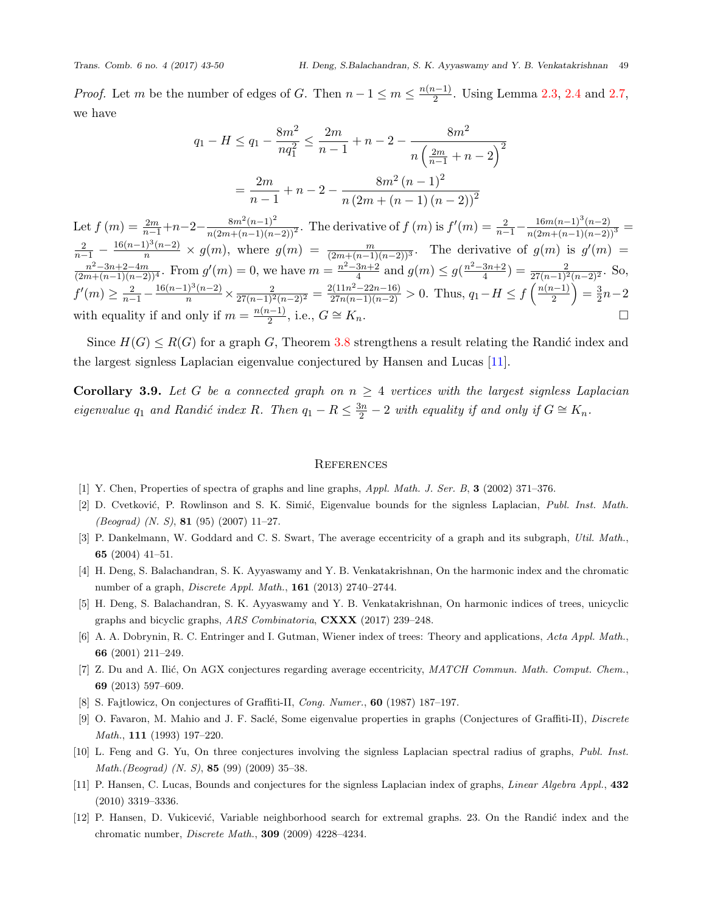*Proof.* Let $m$ be the number of edges of $G$. Then $n-1 \leq m \leq \frac{n(n-1)}{2}$. Using Lemma 2.3, 2.4 and 2.7, we have

$$q_1 - H \leq q_1 - \frac{8m^2}{nq_1^2} \leq \frac{2m}{n-1} + n - 2 - \frac{8m^2}{n\left(\frac{2m}{n-1} + n - 2\right)^2}$$

$$= \frac{2m}{n-1} + n - 2 - \frac{8m^2\,(n-1)^2}{n\,(2m + (n-1)\,(n-2))^2}$$

Let $f(m) = \frac{2m}{n-1} + n - 2 - \frac{8m^2(n-1)^2}{n(2m+(n-1)(n-2))^2}$. The derivative of $f(m)$ is $f'(m) = \frac{2}{n-1} - \frac{16m(n-1)^3(n-2)}{n(2m+(n-1)(n-2))^3} = \frac{2}{n-1} - \frac{16(n-1)^3(n-2)}{n} \times g(m)$, where $g(m) = \frac{m}{(2m+(n-1)(n-2))^3}$. The derivative of $g(m)$ is $g'(m) = \frac{n^2-3n+2-4m}{(2m+(n-1)(n-2))^4}$. From $g'(m) = 0$, we have $m = \frac{n^2-3n+2}{4}$ and $g(m) \leq g(\frac{n^2-3n+2}{4}) = \frac{2}{27(n-1)^2(n-2)^2}$. So, $f'(m) \geq \frac{2}{n-1} - \frac{16(n-1)^3(n-2)}{n} \times \frac{2}{27(n-1)^2(n-2)^2} = \frac{2(11n^2-22n-16)}{27n(n-1)(n-2)} > 0$. Thus, $q_1 - H \leq f\left(\frac{n(n-1)}{2}\right) = \frac{3}{2}n - 2$ with equality if and only if $m = \frac{n(n-1)}{2}$, i.e., $G \cong K_n$. □

Since $H(G) \leq R(G)$ for a graph $G$, Theorem 3.8 strengthens a result relating the Randić index and the largest signless Laplacian eigenvalue conjectured by Hansen and Lucas [11].

**Corollary 3.9.** *Let $G$ be a connected graph on $n \geq 4$ vertices with the largest signless Laplacian eigenvalue $q_1$ and Randić index $R$. Then $q_1 - R \leq \frac{3n}{2} - 2$ with equality if and only if $G \cong K_n$.*

## References

[1] Y. Chen, Properties of spectra of graphs and line graphs, *Appl. Math. J. Ser. B*, **3** (2002) 371–376.

[2] D. Cvetković, P. Rowlinson and S. K. Simić, Eigenvalue bounds for the signless Laplacian, *Publ. Inst. Math. (Beograd) (N. S)*, **81** (95) (2007) 11–27.

[3] P. Dankelmann, W. Goddard and C. S. Swart, The average eccentricity of a graph and its subgraph, *Util. Math.*, **65** (2004) 41–51.

[4] H. Deng, S. Balachandran, S. K. Ayyaswamy and Y. B. Venkatakrishnan, On the harmonic index and the chromatic number of a graph, *Discrete Appl. Math.*, **161** (2013) 2740–2744.

[5] H. Deng, S. Balachandran, S. K. Ayyaswamy and Y. B. Venkatakrishnan, On harmonic indices of trees, unicyclic graphs and bicyclic graphs, *ARS Combinatoria*, **CXXX** (2017) 239–248.

[6] A. A. Dobrynin, R. C. Entringer and I. Gutman, Wiener index of trees: Theory and applications, *Acta Appl. Math.*, **66** (2001) 211–249.

[7] Z. Du and A. Ilić, On AGX conjectures regarding average eccentricity, *MATCH Commun. Math. Comput. Chem.*, **69** (2013) 597–609.

[8] S. Fajtlowicz, On conjectures of Graffiti-II, *Cong. Numer.*, **60** (1987) 187–197.

[9] O. Favaron, M. Mahio and J. F. Saclé, Some eigenvalue properties in graphs (Conjectures of Graffiti-II), *Discrete Math.*, **111** (1993) 197–220.

[10] L. Feng and G. Yu, On three conjectures involving the signless Laplacian spectral radius of graphs, *Publ. Inst. Math.(Beograd) (N. S)*, **85** (99) (2009) 35–38.

[11] P. Hansen, C. Lucas, Bounds and conjectures for the signless Laplacian index of graphs, *Linear Algebra Appl.*, **432** (2010) 3319–3336.

[12] P. Hansen, D. Vukicević, Variable neighborhood search for extremal graphs. 23. On the Randić index and the chromatic number, *Discrete Math.*, **309** (2009) 4228–4234.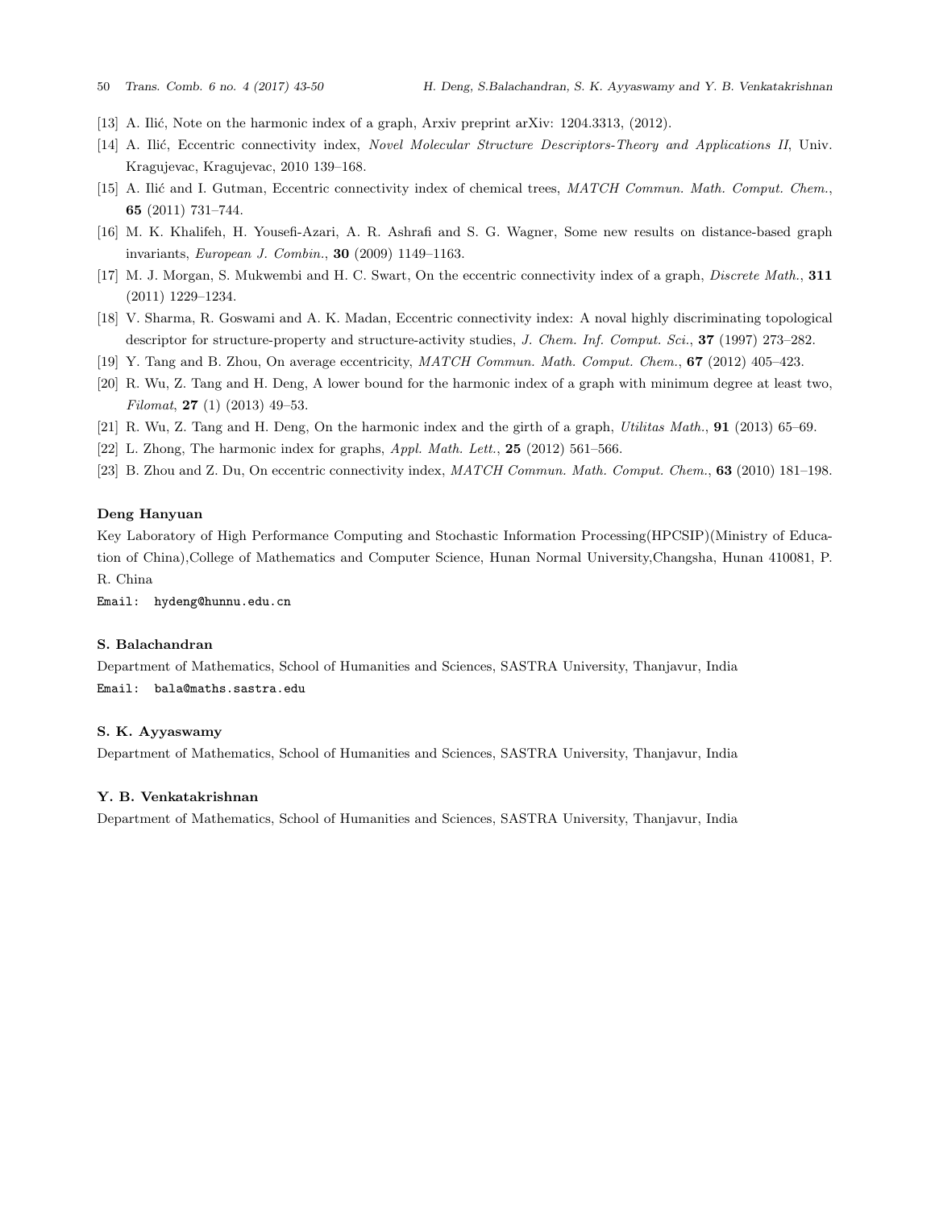[13] A. Ilić, Note on the harmonic index of a graph, Arxiv preprint arXiv: 1204.3313, (2012).

[14] A. Ilić, Eccentric connectivity index, *Novel Molecular Structure Descriptors-Theory and Applications II*, Univ. Kragujevac, Kragujevac, 2010 139–168.

[15] A. Ilić and I. Gutman, Eccentric connectivity index of chemical trees, *MATCH Commun. Math. Comput. Chem.*, **65** (2011) 731–744.

[16] M. K. Khalifeh, H. Yousefi-Azari, A. R. Ashrafi and S. G. Wagner, Some new results on distance-based graph invariants, *European J. Combin.*, **30** (2009) 1149–1163.

[17] M. J. Morgan, S. Mukwembi and H. C. Swart, On the eccentric connectivity index of a graph, *Discrete Math.*, **311** (2011) 1229–1234.

[18] V. Sharma, R. Goswami and A. K. Madan, Eccentric connectivity index: A noval highly discriminating topological descriptor for structure-property and structure-activity studies, *J. Chem. Inf. Comput. Sci.*, **37** (1997) 273–282.

[19] Y. Tang and B. Zhou, On average eccentricity, *MATCH Commun. Math. Comput. Chem.*, **67** (2012) 405–423.

[20] R. Wu, Z. Tang and H. Deng, A lower bound for the harmonic index of a graph with minimum degree at least two, *Filomat*, **27** (1) (2013) 49–53.

[21] R. Wu, Z. Tang and H. Deng, On the harmonic index and the girth of a graph, *Utilitas Math.*, **91** (2013) 65–69.

[22] L. Zhong, The harmonic index for graphs, *Appl. Math. Lett.*, **25** (2012) 561–566.

[23] B. Zhou and Z. Du, On eccentric connectivity index, *MATCH Commun. Math. Comput. Chem.*, **63** (2010) 181–198.

**Deng Hanyuan**

Key Laboratory of High Performance Computing and Stochastic Information Processing(HPCSIP)(Ministry of Education of China),College of Mathematics and Computer Science, Hunan Normal University,Changsha, Hunan 410081, P. R. China

Email: hydeng@hunnu.edu.cn

**S. Balachandran**

Department of Mathematics, School of Humanities and Sciences, SASTRA University, Thanjavur, India

Email: bala@maths.sastra.edu

**S. K. Ayyaswamy**

Department of Mathematics, School of Humanities and Sciences, SASTRA University, Thanjavur, India

**Y. B. Venkatakrishnan**

Department of Mathematics, School of Humanities and Sciences, SASTRA University, Thanjavur, India